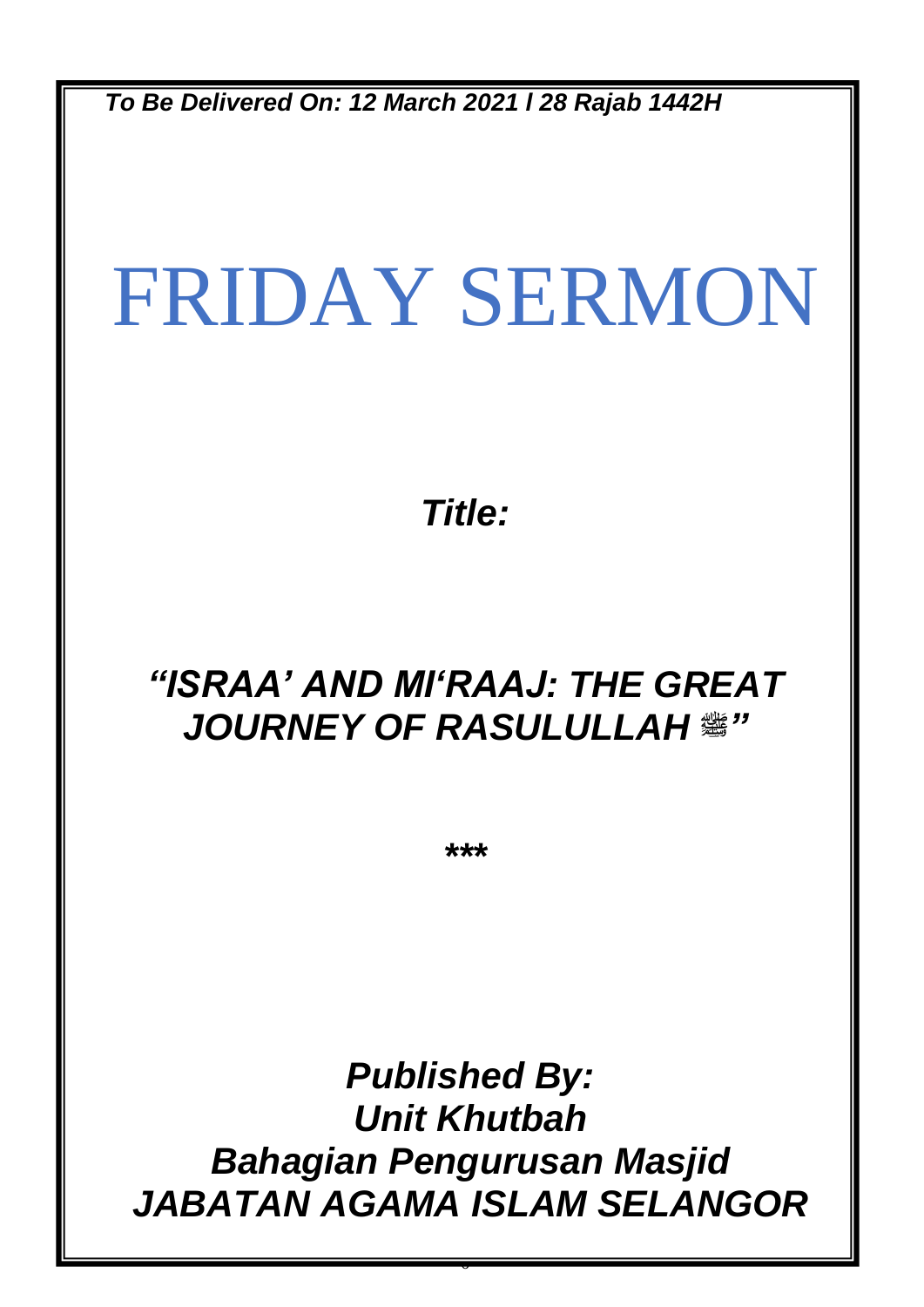***To Be Delivered On: 12 March 2021 / 28 Rajab 1442H***

# FRIDAY SERMON

***Title:***

## ***"ISRAA' AND MI'RAAJ: THE GREAT JOURNEY OF RASULULLAH ﷺ"***

*****

***Published By:***
***Unit Khutbah***
***Bahagian Pengurusan Masjid***
***JABATAN AGAMA ISLAM SELANGOR***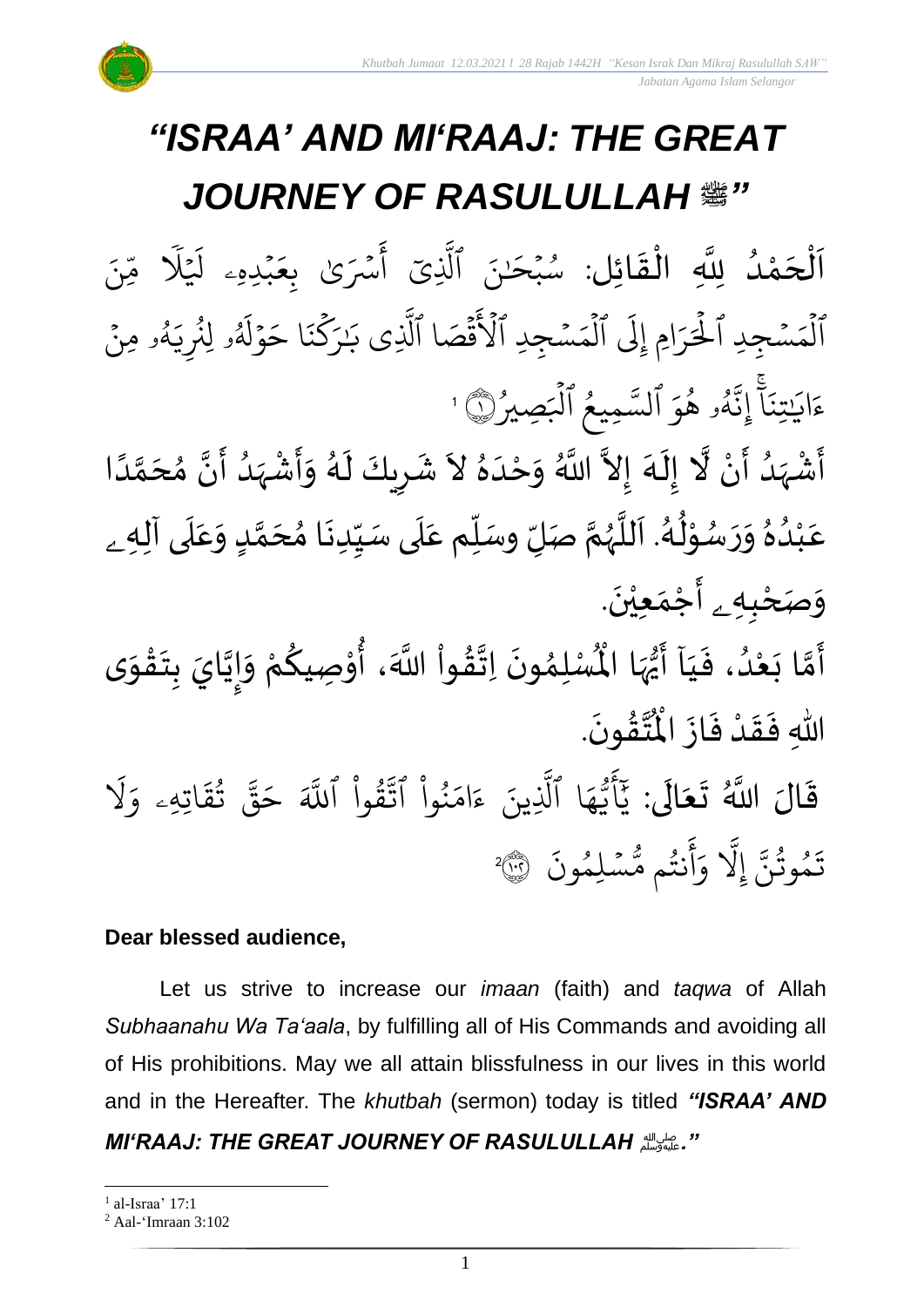# *"ISRAA' AND MI'RAAJ: THE GREAT JOURNEY OF RASULULLAH ﷺ"*

اَلْحَمْدُ لِلَّهِ الْقَائِلِ: سُبْحَٰنَ ٱلَّذِيٓ أَسْرَىٰ بِعَبْدِهِۦ لَيْلًا مِّنَ ٱلْمَسْجِدِ ٱلْحَرَامِ إِلَى ٱلْمَسْجِدِ ٱلْأَقْصَا ٱلَّذِي بَٰرَكْنَا حَوْلَهُۥ لِنُرِيَهُۥ مِنْ ءَايَٰتِنَآۚ إِنَّهُۥ هُوَ ٱلسَّمِيعُ ٱلْبَصِيرُ ۝١ [1]

أَشْهَدُ أَنْ لَّا إِلَهَ إِلاَّ اللَّهُ وَحْدَهُ لاَ شَرِيكَ لَهُ وَأَشْهَدُ أَنَّ مُحَمَّدًا عَبْدُهُ وَرَسُوْلُهُ. اَللَّهُمَّ صَلِّ وسَلِّم عَلَى سَيِّدِنَا مُحَمَّدٍ وَعَلَى آلِهِۦ وَصَحْبِهِۦ أَجْمَعِيْنَ.

أَمَّا بَعْدُ، فَيَآ أَيُّهَا الْمُسْلِمُونَ اِتَّقُواْ اللَّهَ، أُوْصِيكُمْ وَإِيَّايَ بِتَقْوَى اللهِ فَقَدْ فَازَ الْمُتَّقُونَ.

قَالَ اللَّهُ تَعَالَى: يَٰٓأَيُّهَا ٱلَّذِينَ ءَامَنُواْ ٱتَّقُواْ ٱللَّهَ حَقَّ تُقَاتِهِۦ وَلَا تَمُوتُنَّ إِلَّا وَأَنتُم مُّسْلِمُونَ ۝١٠٢ [2]

**Dear blessed audience,**

Let us strive to increase our *imaan* (faith) and *taqwa* of Allah *Subhaanahu Wa Ta'aala*, by fulfilling all of His Commands and avoiding all of His prohibitions. May we all attain blissfulness in our lives in this world and in the Hereafter. The *khutbah* (sermon) today is titled ***"ISRAA' AND MI'RAAJ: THE GREAT JOURNEY OF RASULULLAH ﷺ."***

---

[1] al-Israa' 17:1

[2] Aal-'Imraan 3:102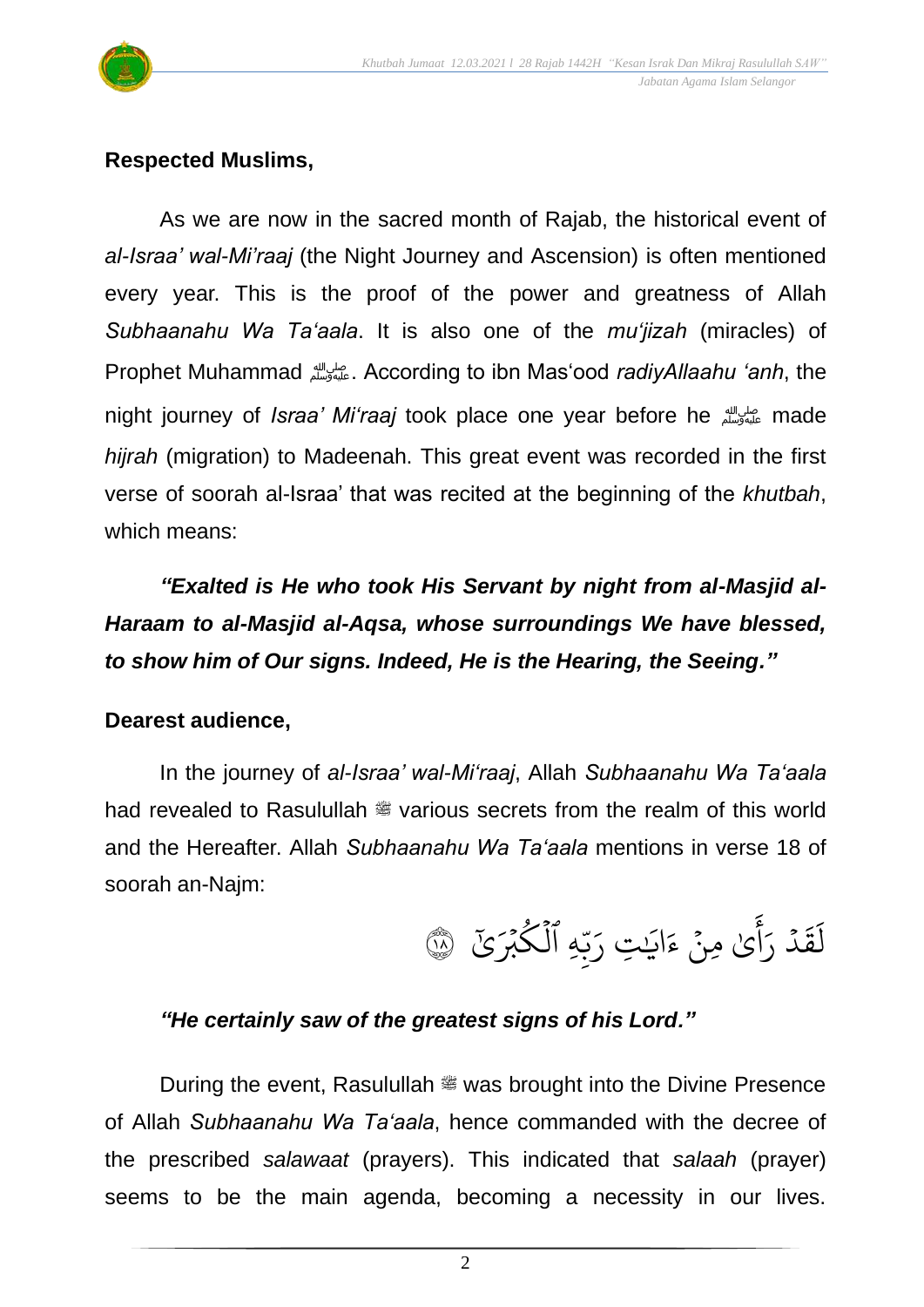**Respected Muslims,**

As we are now in the sacred month of Rajab, the historical event of *al-Israa' wal-Mi'raaj* (the Night Journey and Ascension) is often mentioned every year. This is the proof of the power and greatness of Allah *Subhaanahu Wa Ta'aala*. It is also one of the *mu'jizah* (miracles) of Prophet Muhammad ﷺ. According to ibn Mas'ood *radiyAllaahu 'anh*, the night journey of *Israa' Mi'raaj* took place one year before he ﷺ made *hijrah* (migration) to Madeenah. This great event was recorded in the first verse of soorah al-Israa' that was recited at the beginning of the *khutbah*, which means:

***"Exalted is He who took His Servant by night from al-Masjid al-Haraam to al-Masjid al-Aqsa, whose surroundings We have blessed, to show him of Our signs. Indeed, He is the Hearing, the Seeing."***

**Dearest audience,**

In the journey of *al-Israa' wal-Mi'raaj*, Allah *Subhaanahu Wa Ta'aala* had revealed to Rasulullah ﷺ various secrets from the realm of this world and the Hereafter. Allah *Subhaanahu Wa Ta'aala* mentions in verse 18 of soorah an-Najm:

لَقَدْ رَأَىٰ مِنْ ءَايَٰتِ رَبِّهِ ٱلْكُبْرَىٰٓ ﴿١٨﴾

***"He certainly saw of the greatest signs of his Lord."***

During the event, Rasulullah ﷺ was brought into the Divine Presence of Allah *Subhaanahu Wa Ta'aala*, hence commanded with the decree of the prescribed *salawaat* (prayers). This indicated that *salaah* (prayer) seems to be the main agenda, becoming a necessity in our lives.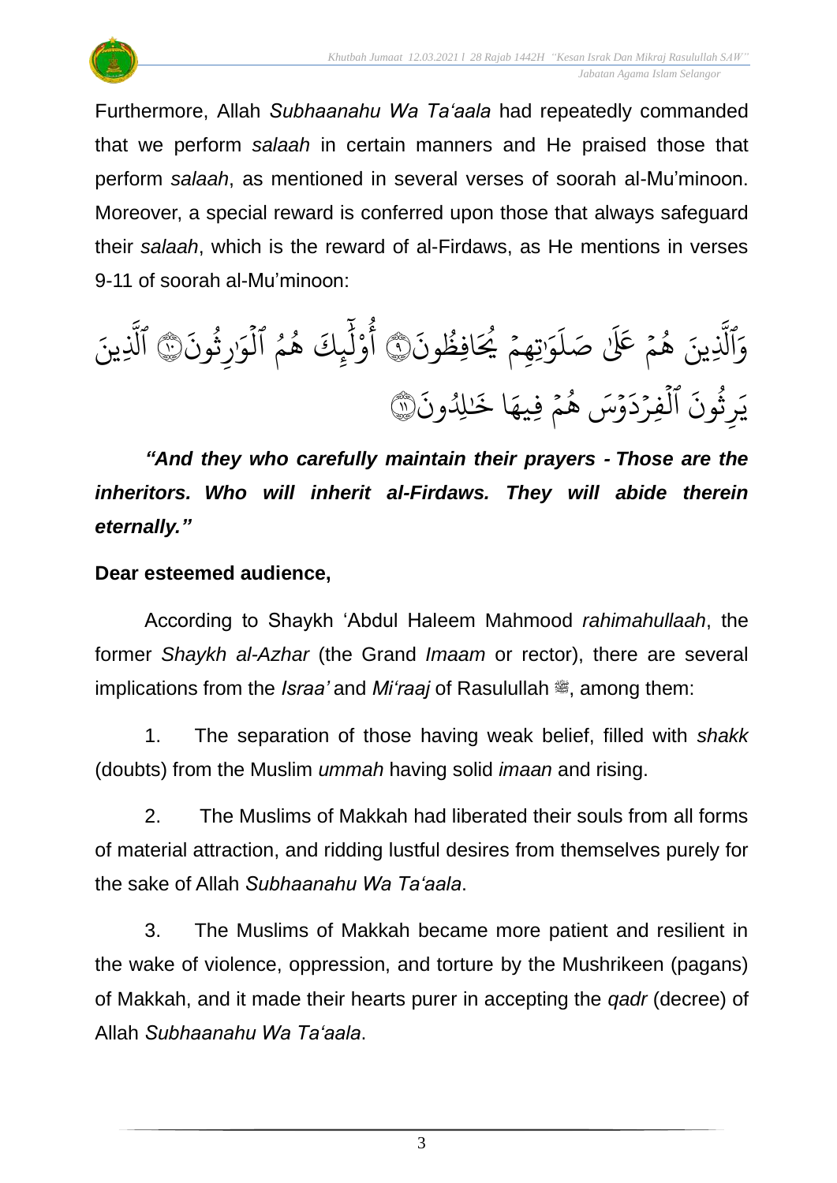Furthermore, Allah *Subhaanahu Wa Ta'aala* had repeatedly commanded that we perform *salaah* in certain manners and He praised those that perform *salaah*, as mentioned in several verses of soorah al-Mu'minoon. Moreover, a special reward is conferred upon those that always safeguard their *salaah*, which is the reward of al-Firdaws, as He mentions in verses 9-11 of soorah al-Mu'minoon:

وَٱلَّذِينَ هُمْ عَلَىٰ صَلَوَٰتِهِمْ يُحَافِظُونَ ۝٩ أُوْلَٰٓئِكَ هُمُ ٱلْوَٰرِثُونَ ۝١٠ ٱلَّذِينَ يَرِثُونَ ٱلْفِرْدَوْسَ هُمْ فِيهَا خَٰلِدُونَ ۝١١

***"And they who carefully maintain their prayers - Those are the inheritors. Who will inherit al-Firdaws. They will abide therein eternally."***

**Dear esteemed audience,**

According to Shaykh 'Abdul Haleem Mahmood *rahimahullaah*, the former *Shaykh al-Azhar* (the Grand *Imaam* or rector), there are several implications from the *Israa'* and *Mi'raaj* of Rasulullah ﷺ, among them:

1. The separation of those having weak belief, filled with *shakk* (doubts) from the Muslim *ummah* having solid *imaan* and rising.

2. The Muslims of Makkah had liberated their souls from all forms of material attraction, and ridding lustful desires from themselves purely for the sake of Allah *Subhaanahu Wa Ta'aala*.

3. The Muslims of Makkah became more patient and resilient in the wake of violence, oppression, and torture by the Mushrikeen (pagans) of Makkah, and it made their hearts purer in accepting the *qadr* (decree) of Allah *Subhaanahu Wa Ta'aala*.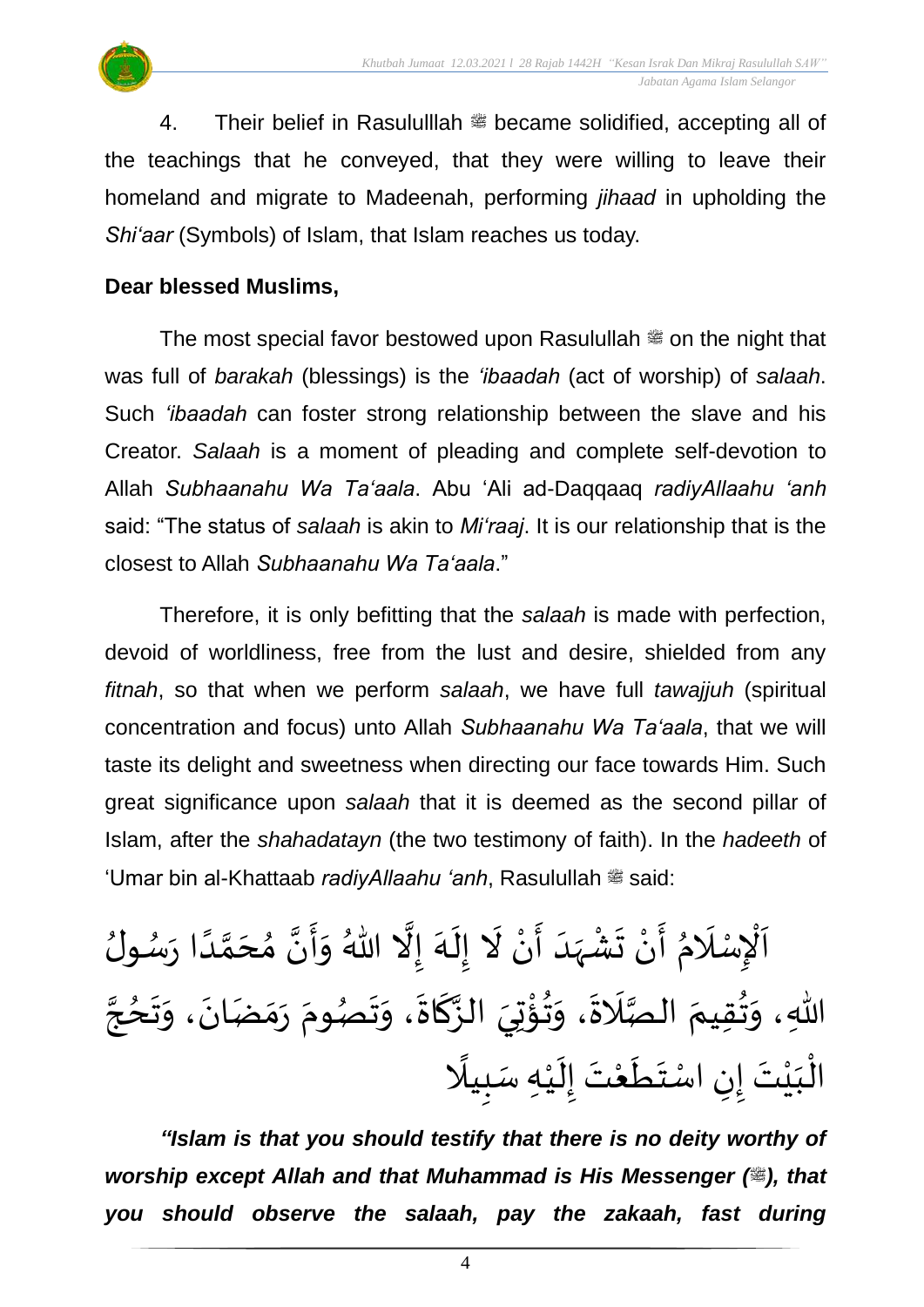4. Their belief in Rasululllah ﷺ became solidified, accepting all of the teachings that he conveyed, that they were willing to leave their homeland and migrate to Madeenah, performing *jihaad* in upholding the *Shi'aar* (Symbols) of Islam, that Islam reaches us today.

**Dear blessed Muslims,**

The most special favor bestowed upon Rasulullah ﷺ on the night that was full of *barakah* (blessings) is the *'ibaadah* (act of worship) of *salaah*. Such *'ibaadah* can foster strong relationship between the slave and his Creator. *Salaah* is a moment of pleading and complete self-devotion to Allah *Subhaanahu Wa Ta'aala*. Abu 'Ali ad-Daqqaaq *radiyAllaahu 'anh* said: "The status of *salaah* is akin to *Mi'raaj*. It is our relationship that is the closest to Allah *Subhaanahu Wa Ta'aala*."

Therefore, it is only befitting that the *salaah* is made with perfection, devoid of worldliness, free from the lust and desire, shielded from any *fitnah*, so that when we perform *salaah*, we have full *tawajjuh* (spiritual concentration and focus) unto Allah *Subhaanahu Wa Ta'aala*, that we will taste its delight and sweetness when directing our face towards Him. Such great significance upon *salaah* that it is deemed as the second pillar of Islam, after the *shahadatayn* (the two testimony of faith). In the *hadeeth* of 'Umar bin al-Khattaab *radiyAllaahu 'anh*, Rasulullah ﷺ said:

اَلْإِسْلَامُ أَنْ تَشْهَدَ أَنْ لَا إِلَهَ إِلَّا اللهُ وَأَنَّ مُحَمَّدًا رَسُولُ اللهِ، وَتُقِيمَ الصَّلَاةَ، وَتُؤْتِيَ الزَّكَاةَ، وَتَصُومَ رَمَضَانَ، وَتَحُجَّ الْبَيْتَ إِنِ اسْتَطَعْتَ إِلَيْهِ سَبِيلًا

***"Islam is that you should testify that there is no deity worthy of worship except Allah and that Muhammad is His Messenger (ﷺ), that you should observe the salaah, pay the zakaah, fast during***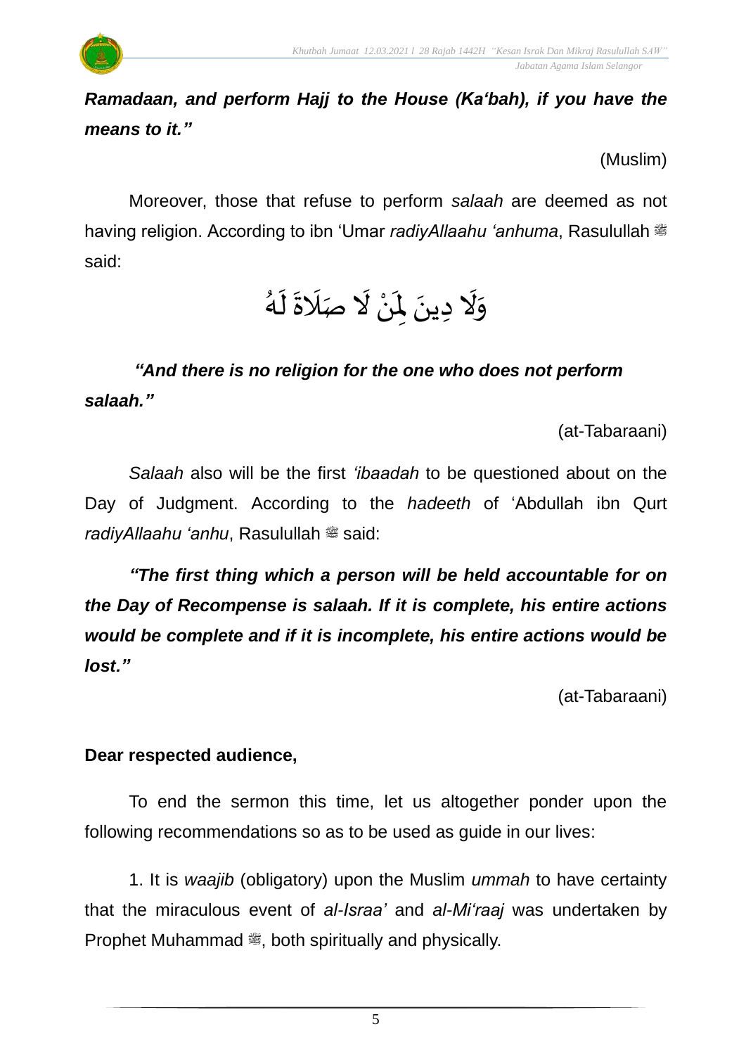***Ramadaan, and perform Hajj to the House (Ka'bah), if you have the means to it."***

(Muslim)

Moreover, those that refuse to perform *salaah* are deemed as not having religion. According to ibn 'Umar *radiyAllaahu 'anhuma*, Rasulullah ﷺ said:

وَلَا دِينَ لِمَنْ لَا صَلَاةَ لَهُ

***"And there is no religion for the one who does not perform salaah."***

(at-Tabaraani)

*Salaah* also will be the first *'ibaadah* to be questioned about on the Day of Judgment. According to the *hadeeth* of 'Abdullah ibn Qurt *radiyAllaahu 'anhu*, Rasulullah ﷺ said:

***"The first thing which a person will be held accountable for on the Day of Recompense is salaah. If it is complete, his entire actions would be complete and if it is incomplete, his entire actions would be lost."***

(at-Tabaraani)

**Dear respected audience,**

To end the sermon this time, let us altogether ponder upon the following recommendations so as to be used as guide in our lives:

1. It is *waajib* (obligatory) upon the Muslim *ummah* to have certainty that the miraculous event of *al-Israa'* and *al-Mi'raaj* was undertaken by Prophet Muhammad ﷺ, both spiritually and physically.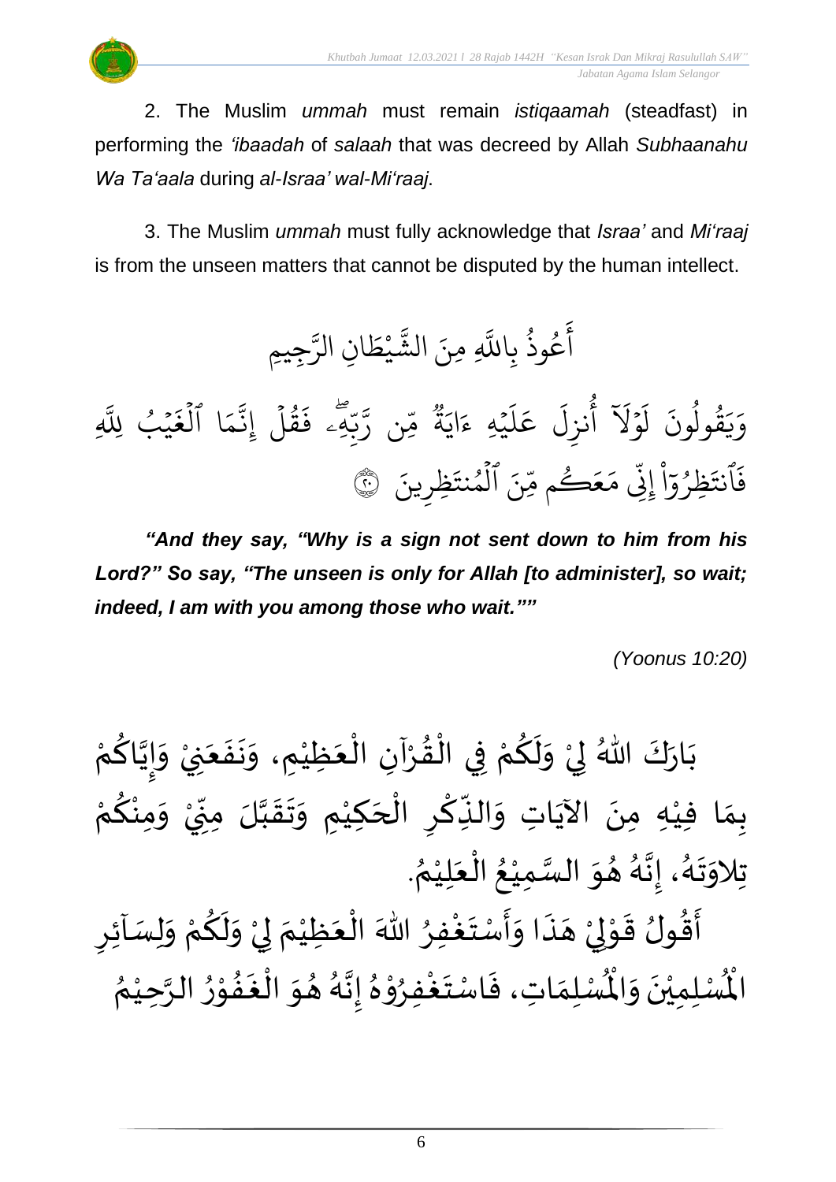2. The Muslim *ummah* must remain *istiqaamah* (steadfast) in performing the *'ibaadah* of *salaah* that was decreed by Allah *Subhaanahu Wa Ta'aala* during *al-Israa' wal-Mi'raaj*.

3. The Muslim *ummah* must fully acknowledge that *Israa'* and *Mi'raaj* is from the unseen matters that cannot be disputed by the human intellect.

أَعُوذُ بِاللَّهِ مِنَ الشَّيْطَانِ الرَّجِيمِ

وَيَقُولُونَ لَوْلَآ أُنزِلَ عَلَيْهِ ءَايَةٌ مِّن رَّبِّهِۦ فَقُلْ إِنَّمَا ٱلْغَيْبُ لِلَّهِ فَٱنتَظِرُوٓا۟ إِنِّى مَعَكُم مِّنَ ٱلْمُنتَظِرِينَ ﴿٢٠﴾

***"And they say, "Why is a sign not sent down to him from his Lord?" So say, "The unseen is only for Allah [to administer], so wait; indeed, I am with you among those who wait.""***

*(Yoonus 10:20)*

بَارَكَ اللهُ لِيْ وَلَكُمْ فِي الْقُرْآنِ الْعَظِيْمِ، وَنَفَعَنِيْ وَإِيَّاكُمْ بِمَا فِيْهِ مِنَ الآيَاتِ وَالذِّكْرِ الْحَكِيْمِ وَتَقَبَّلَ مِنِّيْ وَمِنْكُمْ تِلاوَتَهُ، إِنَّهُ هُوَ السَّمِيْعُ الْعَلِيْمُ.

أَقُولُ قَوْلِيْ هَذَا وَأَسْتَغْفِرُ اللهَ الْعَظِيْمَ لِيْ وَلَكُمْ وَلِسَآئِرِ الْمُسْلِمِيْنَ وَالْمُسْلِمَاتِ، فَاسْتَغْفِرُوْهُ إِنَّهُ هُوَ الْغَفُوْرُ الرَّحِيْمُ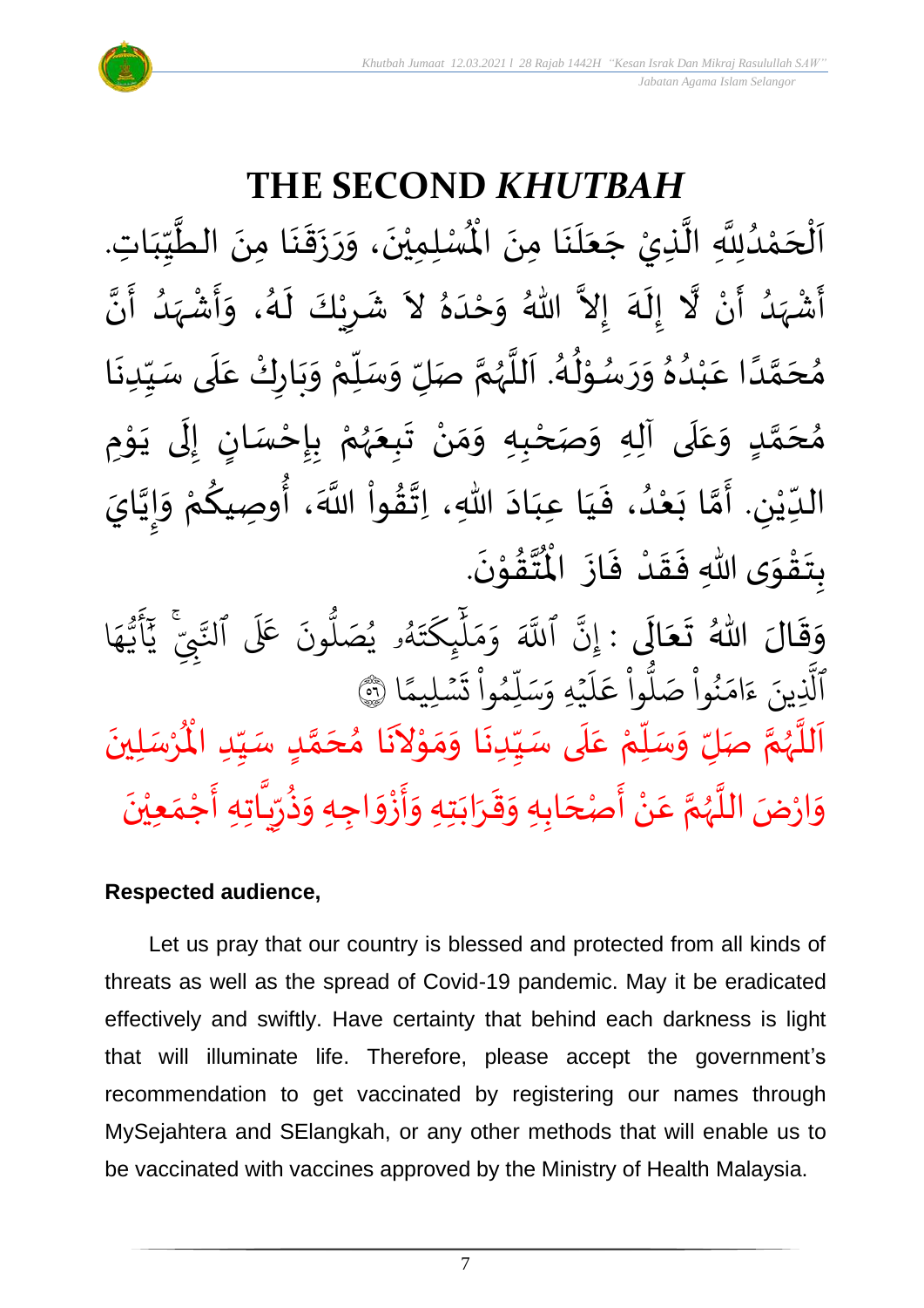# THE SECOND *KHUTBAH*

اَلْحَمْدُلِلَّهِ الَّذِيْ جَعَلَنَا مِنَ الْمُسْلِمِيْنَ، وَرَزَقَنَا مِنَ الطَّيِّبَاتِ. أَشْهَدُ أَنْ لَّا إِلَهَ إِلاَّ اللهُ وَحْدَهُ لاَ شَرِيْكَ لَهُ، وَأَشْهَدُ أَنَّ مُحَمَّدًا عَبْدُهُ وَرَسُوْلُهُ. اَللَّهُمَّ صَلِّ وَسَلِّمْ وَبَارِكْ عَلَى سَيِّدِنَا مُحَمَّدٍ وَعَلَى آلِهِ وَصَحْبِهِ وَمَنْ تَبِعَهُمْ بِإِحْسَانٍ إِلَى يَوْمِ الدِّيْنِ. أَمَّا بَعْدُ، فَيَا عِبَادَ اللهِ، اِتَّقُواْ اللَّهَ، أُوصِيكُمْ وَإِيَّايَ بِتَقْوَى اللهِ فَقَدْ فَازَ الْمُتَّقُوْنَ.

وَقَالَ اللهُ تَعَالَى : إِنَّ ٱللَّهَ وَمَلَٰٓئِكَتَهُۥ يُصَلُّونَ عَلَى ٱلنَّبِيِّۚ يَٰٓأَيُّهَا ٱلَّذِينَ ءَامَنُواْ صَلُّواْ عَلَيۡهِ وَسَلِّمُواْ تَسۡلِيمًا ﴿٥٦﴾

اَللَّهُمَّ صَلِّ وَسَلِّمْ عَلَى سَيِّدِنَا وَمَوْلاَنَا مُحَمَّدٍ سَيِّدِ الْمُرْسَلِينَ وَارْضَ اللَّهُمَّ عَنْ أَصْحَابِهِ وَقَرَابَتِهِ وَأَزْوَاجِهِ وَذُرِّيَّاتِهِ أَجْمَعِيْنَ

**Respected audience,**

Let us pray that our country is blessed and protected from all kinds of threats as well as the spread of Covid-19 pandemic. May it be eradicated effectively and swiftly. Have certainty that behind each darkness is light that will illuminate life. Therefore, please accept the government's recommendation to get vaccinated by registering our names through MySejahtera and SElangkah, or any other methods that will enable us to be vaccinated with vaccines approved by the Ministry of Health Malaysia.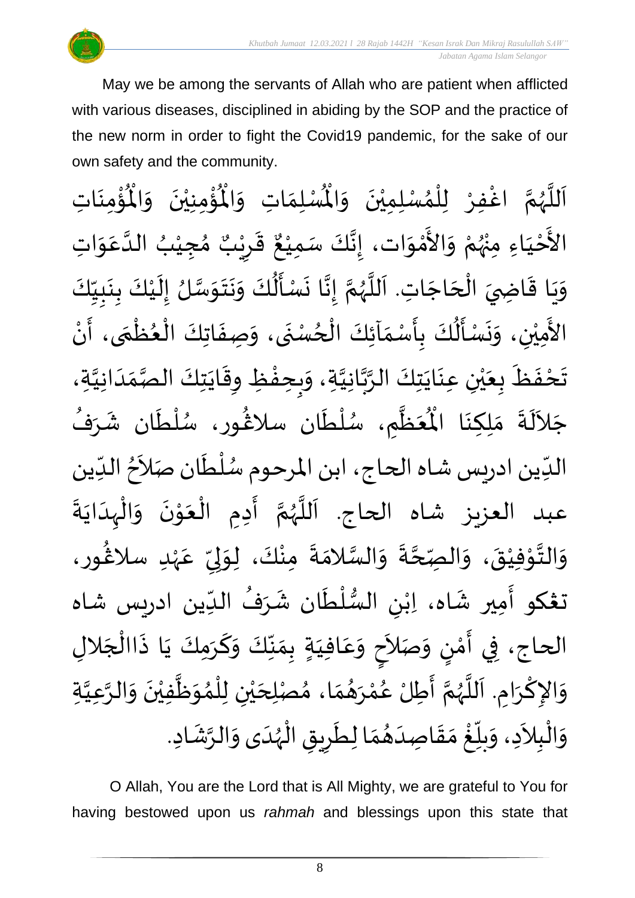May we be among the servants of Allah who are patient when afflicted with various diseases, disciplined in abiding by the SOP and the practice of the new norm in order to fight the Covid19 pandemic, for the sake of our own safety and the community.

اَللَّهُمَّ اغْفِرْ لِلْمُسْلِمِيْنَ وَالْمُسْلِمَاتِ وَالْمُؤْمِنِيْنَ وَالْمُؤْمِنَاتِ الأَحْيَاءِ مِنْهُمْ وَالأَمْوَات، إِنَّكَ سَمِيْعٌ قَرِيْبٌ مُجِيْبُ الدَّعَوَاتِ وَيَا قَاضِيَ الْحَاجَاتِ. اَللَّهُمَّ إِنَّا نَسْأَلُكَ وَنَتَوَسَّلُ إِلَيْكَ بِنَبِيِّكَ الأَمِيْنِ، وَنَسْأَلُكَ بِأَسْمَآئِكَ الْحُسْنَى، وَصِفَاتِكَ الْعُظْمَى، أَنْ تَحْفَظَ بِعَيْنِ عِنَايَتِكَ الرَّبَّانِيَّةِ، وَبِحِفْظِ وِقَايَتِكَ الصَّمَدَانِيَّةِ، جَلاَلَةَ مَلِكِنَا الْمُعَظَّمِ، سُلْطَان سلاڠور، سُلْطَان شَرَفُ الدِّين ادريس شاه الحاج، ابن المرحوم سُلْطَان صَلاَحُ الدِّين عبد العزيز شاه الحاج. اَللَّهُمَّ أَدِمِ الْعَوْنَ وَالْهِدَايَةَ وَالتَّوْفِيْقَ، وَالصِّحَّةَ وَالسَّلامَةَ مِنْكَ، لِوَلِيِّ عَهْدِ سلاڠور، تڠكو أَمِير شَاه، اِبْنِ السُّلْطَان شَرَفُ الدِّين ادريس شاه الحاج، فِي أَمْنٍ وَصَلاَحٍ وَعَافِيَةٍ بِمَنِّكَ وَكَرَمِكَ يَا ذَاالْجَلالِ وَالإِكْرَامِ. اَللَّهُمَّ أَطِلْ عُمْرَهُمَا، مُصْلِحَيْنِ لِلْمُوَظَّفِيْنَ وَالرَّعِيَّةِ وَالْبِلاَدِ، وَبَلِّغْ مَقَاصِدَهُمَا لِطَرِيقِ الْهُدَى وَالرَّشَادِ.

O Allah, You are the Lord that is All Mighty, we are grateful to You for having bestowed upon us *rahmah* and blessings upon this state that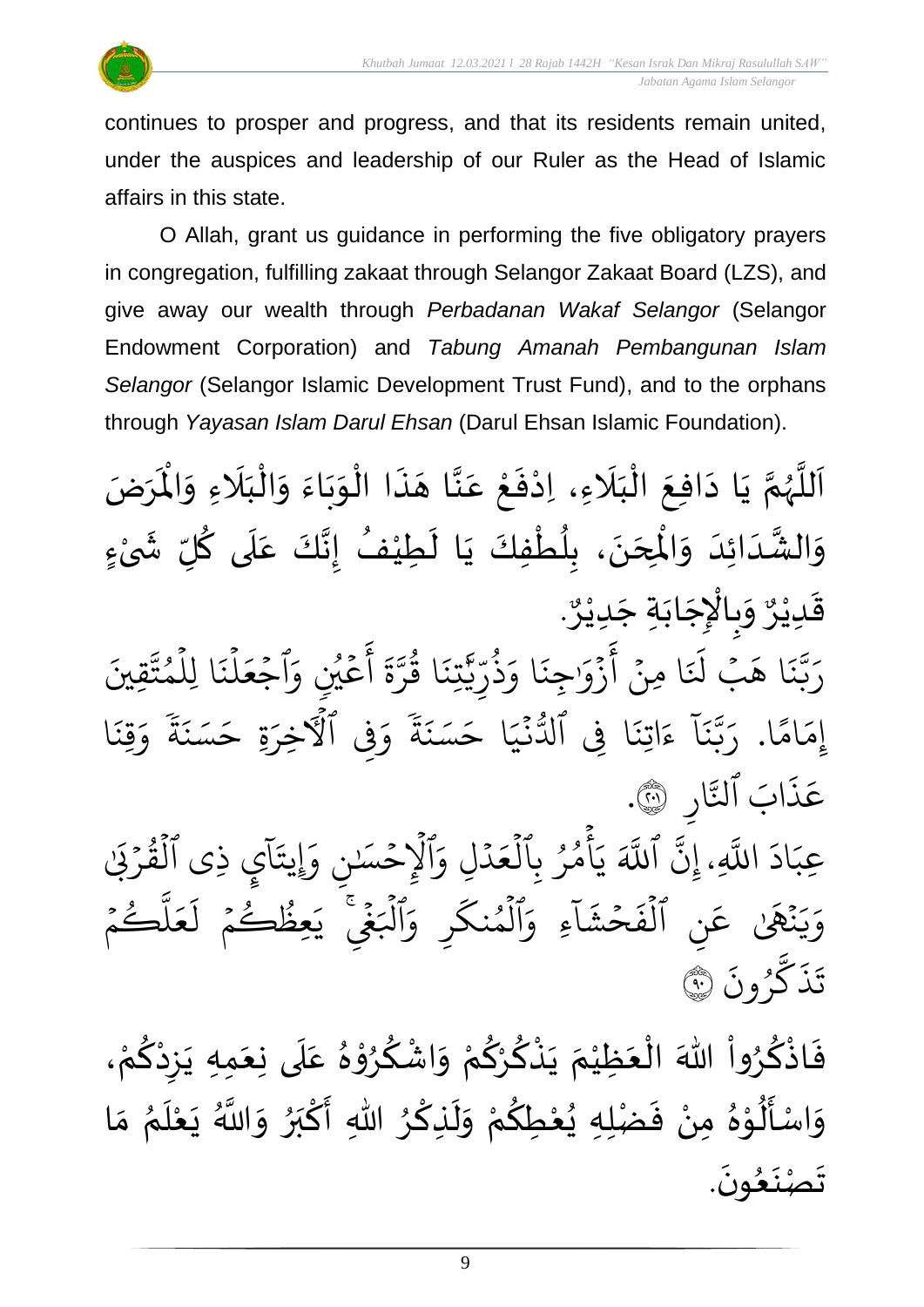continues to prosper and progress, and that its residents remain united, under the auspices and leadership of our Ruler as the Head of Islamic affairs in this state.

O Allah, grant us guidance in performing the five obligatory prayers in congregation, fulfilling zakaat through Selangor Zakaat Board (LZS), and give away our wealth through *Perbadanan Wakaf Selangor* (Selangor Endowment Corporation) and *Tabung Amanah Pembangunan Islam Selangor* (Selangor Islamic Development Trust Fund), and to the orphans through *Yayasan Islam Darul Ehsan* (Darul Ehsan Islamic Foundation).

اَللَّهُمَّ يَا دَافِعَ الْبَلَاءِ، اِدْفَعْ عَنَّا هَذَا الْوَبَاءَ وَالْبَلَاءِ وَالْمَرَضَ وَالشَّدَائِدَ وَالْمِحَنَ، بِلُطْفِكَ يَا لَطِيْفُ إِنَّكَ عَلَى كُلِّ شَيْءٍ قَدِيْرٌ وَبِالْإِجَابَةِ جَدِيْرٌ.

رَبَّنَا هَبْ لَنَا مِنْ أَزْوَاجِنَا وَذُرِّيَّتِنَا قُرَّةَ أَعْيُنٍ وَٱجْعَلْنَا لِلْمُتَّقِينَ إِمَامًا. رَبَّنَآ ءَاتِنَا فِى ٱلدُّنْيَا حَسَنَةً وَفِى ٱلْءَاخِرَةِ حَسَنَةً وَقِنَا عَذَابَ ٱلنَّارِ ﴿٢٠١﴾.

عِبَادَ اللَّهِ، إِنَّ ٱللَّهَ يَأْمُرُ بِٱلْعَدْلِ وَٱلْإِحْسَٰنِ وَإِيتَآئِ ذِى ٱلْقُرْبَىٰ وَيَنْهَىٰ عَنِ ٱلْفَحْشَآءِ وَٱلْمُنكَرِ وَٱلْبَغْىِ ۚ يَعِظُكُمْ لَعَلَّكُمْ تَذَكَّرُونَ ﴿٩٠﴾

فَاذْكُرُواْ اللهَ الْعَظِيْمَ يَذْكُرْكُمْ وَاشْكُرُوْهُ عَلَى نِعَمِهِ يَزِدْكُمْ، وَاسْأَلُوْهُ مِنْ فَضْلِهِ يُعْطِكُمْ وَلَذِكْرُ اللهِ أَكْبَرُ وَاللَّهُ يَعْلَمُ مَا تَصْنَعُونَ.